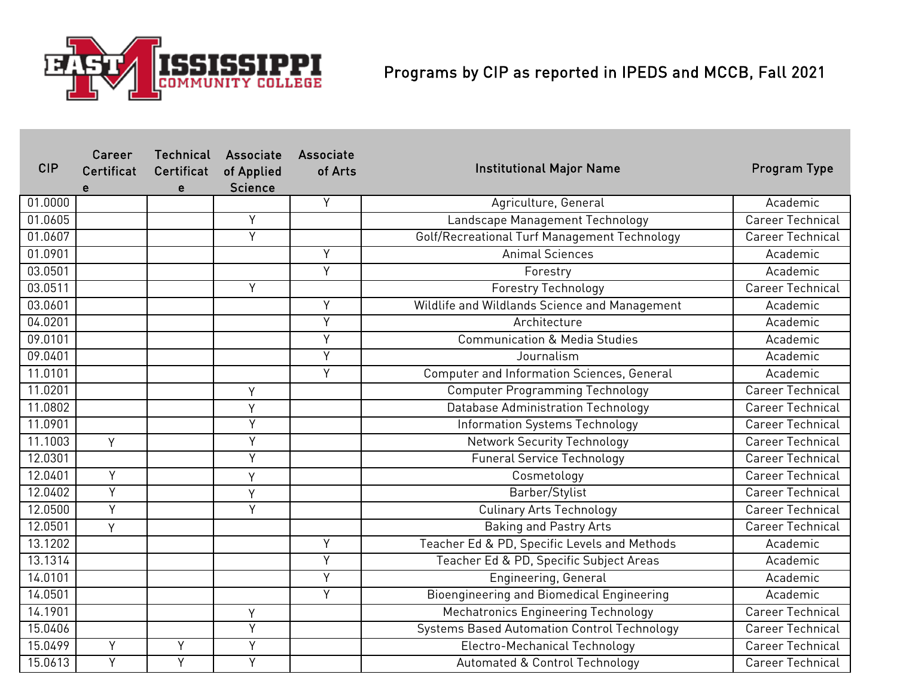# Programs by CIP as reported in IPEDS and MCCB, Fall 2021

| CIP | Career Certificate | Technical Certificate | Associate of Applied Science | Associate of Arts | Institutional Major Name | Program Type |
|---|---|---|---|---|---|---|
| 01.0000 | | | | Y | Agriculture, General | Academic |
| 01.0605 | | | Y | | Landscape Management Technology | Career Technical |
| 01.0607 | | | Y | | Golf/Recreational Turf Management Technology | Career Technical |
| 01.0901 | | | | Y | Animal Sciences | Academic |
| 03.0501 | | | | Y | Forestry | Academic |
| 03.0511 | | | Y | | Forestry Technology | Career Technical |
| 03.0601 | | | | Y | Wildlife and Wildlands Science and Management | Academic |
| 04.0201 | | | | Y | Architecture | Academic |
| 09.0101 | | | | Y | Communication & Media Studies | Academic |
| 09.0401 | | | | Y | Journalism | Academic |
| 11.0101 | | | | Y | Computer and Information Sciences, General | Academic |
| 11.0201 | | | Y | | Computer Programming Technology | Career Technical |
| 11.0802 | | | Y | | Database Administration Technology | Career Technical |
| 11.0901 | | | Y | | Information Systems Technology | Career Technical |
| 11.1003 | Y | | Y | | Network Security Technology | Career Technical |
| 12.0301 | | | Y | | Funeral Service Technology | Career Technical |
| 12.0401 | Y | | Y | | Cosmetology | Career Technical |
| 12.0402 | Y | | Y | | Barber/Stylist | Career Technical |
| 12.0500 | Y | | Y | | Culinary Arts Technology | Career Technical |
| 12.0501 | Y | | | | Baking and Pastry Arts | Career Technical |
| 13.1202 | | | | Y | Teacher Ed & PD, Specific Levels and Methods | Academic |
| 13.1314 | | | | Y | Teacher Ed & PD, Specific Subject Areas | Academic |
| 14.0101 | | | | Y | Engineering, General | Academic |
| 14.0501 | | | | Y | Bioengineering and Biomedical Engineering | Academic |
| 14.1901 | | | Y | | Mechatronics Engineering Technology | Career Technical |
| 15.0406 | | | Y | | Systems Based Automation Control Technology | Career Technical |
| 15.0499 | Y | Y | Y | | Electro-Mechanical Technology | Career Technical |
| 15.0613 | Y | Y | Y | | Automated & Control Technology | Career Technical |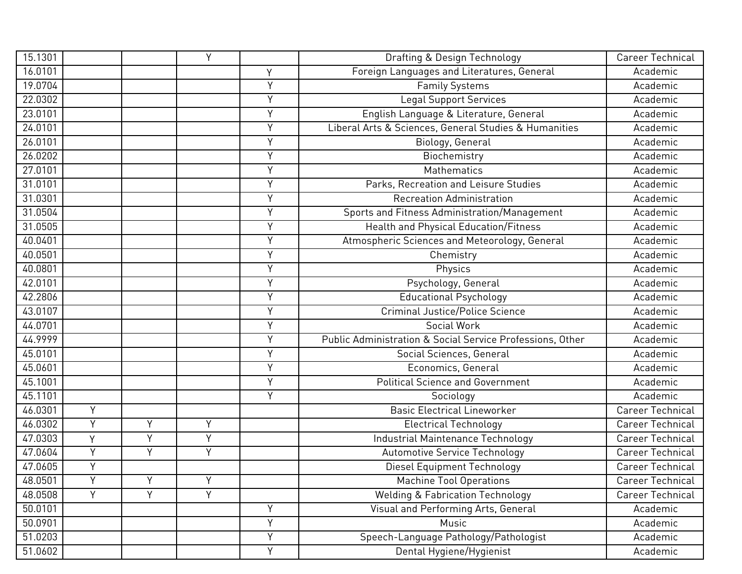| | | | | | | |
|---|---|---|---|---|---|---|
| 15.1301 | | | Y | | Drafting & Design Technology | Career Technical |
| 16.0101 | | | | Y | Foreign Languages and Literatures, General | Academic |
| 19.0704 | | | | Y | Family Systems | Academic |
| 22.0302 | | | | Y | Legal Support Services | Academic |
| 23.0101 | | | | Y | English Language & Literature, General | Academic |
| 24.0101 | | | | Y | Liberal Arts & Sciences, General Studies & Humanities | Academic |
| 26.0101 | | | | Y | Biology, General | Academic |
| 26.0202 | | | | Y | Biochemistry | Academic |
| 27.0101 | | | | Y | Mathematics | Academic |
| 31.0101 | | | | Y | Parks, Recreation and Leisure Studies | Academic |
| 31.0301 | | | | Y | Recreation Administration | Academic |
| 31.0504 | | | | Y | Sports and Fitness Administration/Management | Academic |
| 31.0505 | | | | Y | Health and Physical Education/Fitness | Academic |
| 40.0401 | | | | Y | Atmospheric Sciences and Meteorology, General | Academic |
| 40.0501 | | | | Y | Chemistry | Academic |
| 40.0801 | | | | Y | Physics | Academic |
| 42.0101 | | | | Y | Psychology, General | Academic |
| 42.2806 | | | | Y | Educational Psychology | Academic |
| 43.0107 | | | | Y | Criminal Justice/Police Science | Academic |
| 44.0701 | | | | Y | Social Work | Academic |
| 44.9999 | | | | Y | Public Administration & Social Service Professions, Other | Academic |
| 45.0101 | | | | Y | Social Sciences, General | Academic |
| 45.0601 | | | | Y | Economics, General | Academic |
| 45.1001 | | | | Y | Political Science and Government | Academic |
| 45.1101 | | | | Y | Sociology | Academic |
| 46.0301 | Y | | | | Basic Electrical Lineworker | Career Technical |
| 46.0302 | Y | Y | Y | | Electrical Technology | Career Technical |
| 47.0303 | Y | Y | Y | | Industrial Maintenance Technology | Career Technical |
| 47.0604 | Y | Y | Y | | Automotive Service Technology | Career Technical |
| 47.0605 | Y | | | | Diesel Equipment Technology | Career Technical |
| 48.0501 | Y | Y | Y | | Machine Tool Operations | Career Technical |
| 48.0508 | Y | Y | Y | | Welding & Fabrication Technology | Career Technical |
| 50.0101 | | | | Y | Visual and Performing Arts, General | Academic |
| 50.0901 | | | | Y | Music | Academic |
| 51.0203 | | | | Y | Speech-Language Pathology/Pathologist | Academic |
| 51.0602 | | | | Y | Dental Hygiene/Hygienist | Academic |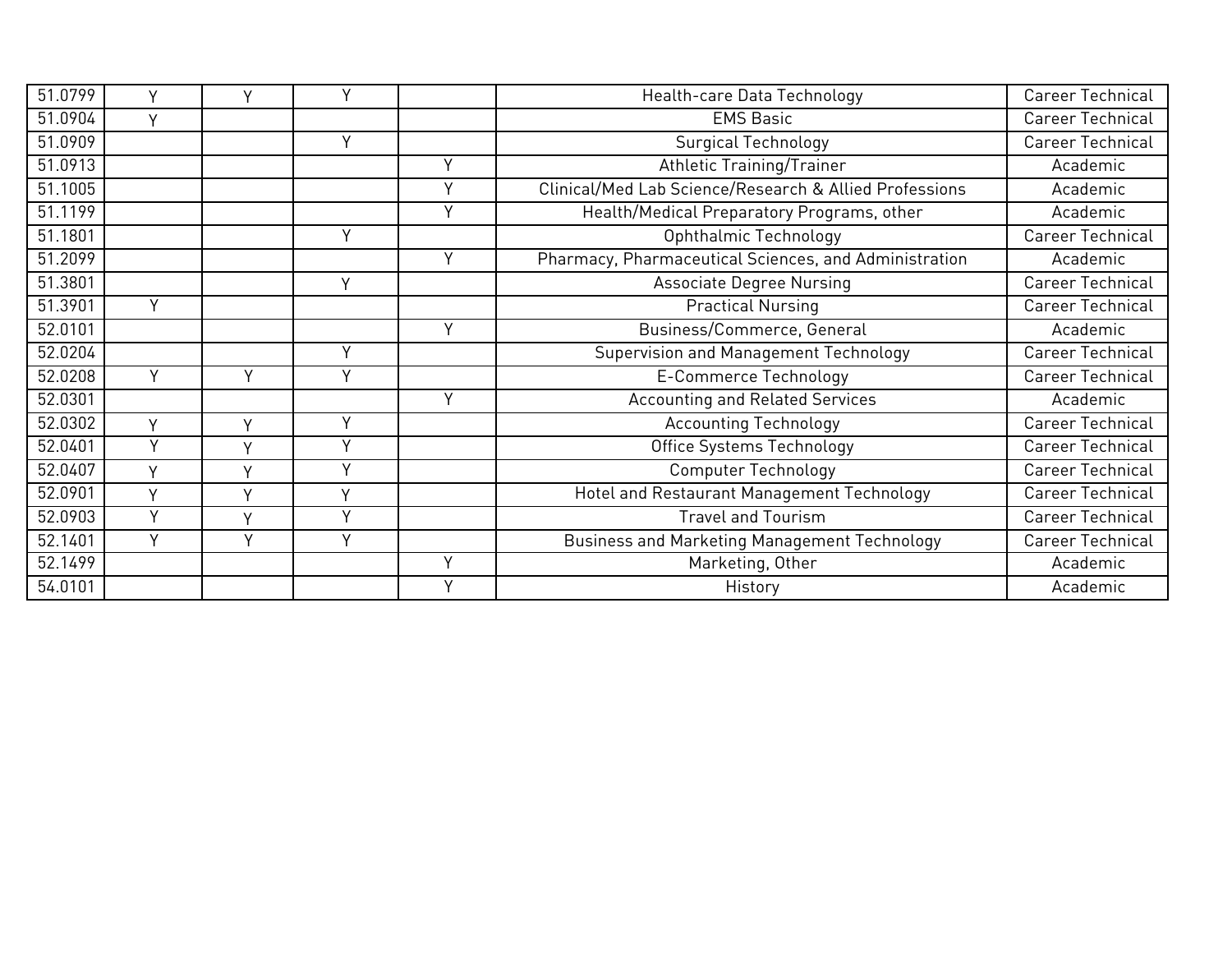| | | | | | | |
|---|---|---|---|---|---|---|
| 51.0799 | Y | Y | Y | | Health-care Data Technology | Career Technical |
| 51.0904 | Y | | | | EMS Basic | Career Technical |
| 51.0909 | | | Y | | Surgical Technology | Career Technical |
| 51.0913 | | | | Y | Athletic Training/Trainer | Academic |
| 51.1005 | | | | Y | Clinical/Med Lab Science/Research & Allied Professions | Academic |
| 51.1199 | | | | Y | Health/Medical Preparatory Programs, other | Academic |
| 51.1801 | | | Y | | Ophthalmic Technology | Career Technical |
| 51.2099 | | | | Y | Pharmacy, Pharmaceutical Sciences, and Administration | Academic |
| 51.3801 | | | Y | | Associate Degree Nursing | Career Technical |
| 51.3901 | Y | | | | Practical Nursing | Career Technical |
| 52.0101 | | | | Y | Business/Commerce, General | Academic |
| 52.0204 | | | Y | | Supervision and Management Technology | Career Technical |
| 52.0208 | Y | Y | Y | | E-Commerce Technology | Career Technical |
| 52.0301 | | | | Y | Accounting and Related Services | Academic |
| 52.0302 | Y | Y | Y | | Accounting Technology | Career Technical |
| 52.0401 | Y | Y | Y | | Office Systems Technology | Career Technical |
| 52.0407 | Y | Y | Y | | Computer Technology | Career Technical |
| 52.0901 | Y | Y | Y | | Hotel and Restaurant Management Technology | Career Technical |
| 52.0903 | Y | Y | Y | | Travel and Tourism | Career Technical |
| 52.1401 | Y | Y | Y | | Business and Marketing Management Technology | Career Technical |
| 52.1499 | | | | Y | Marketing, Other | Academic |
| 54.0101 | | | | Y | History | Academic |